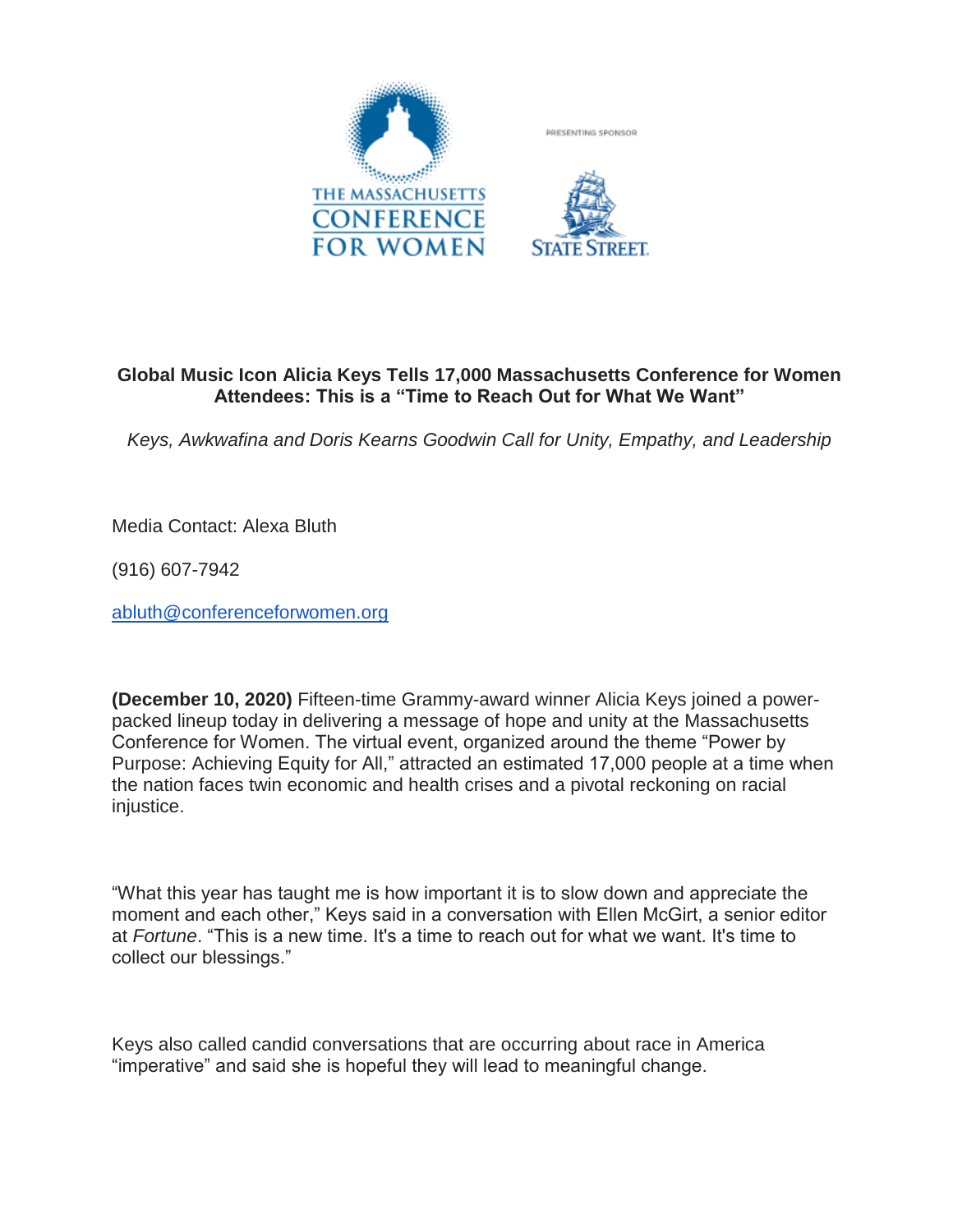THE MASSACHUSETTS CONFERENCE FOR WOMEN

PRESENTING SPONSOR

STATE STREET

**Global Music Icon Alicia Keys Tells 17,000 Massachusetts Conference for Women Attendees: This is a "Time to Reach Out for What We Want"**

*Keys, Awkwafina and Doris Kearns Goodwin Call for Unity, Empathy, and Leadership*

Media Contact: Alexa Bluth

(916) 607-7942

abluth@conferenceforwomen.org

**(December 10, 2020)** Fifteen-time Grammy-award winner Alicia Keys joined a power-packed lineup today in delivering a message of hope and unity at the Massachusetts Conference for Women. The virtual event, organized around the theme "Power by Purpose: Achieving Equity for All," attracted an estimated 17,000 people at a time when the nation faces twin economic and health crises and a pivotal reckoning on racial injustice.

"What this year has taught me is how important it is to slow down and appreciate the moment and each other," Keys said in a conversation with Ellen McGirt, a senior editor at *Fortune*. "This is a new time. It's a time to reach out for what we want. It's time to collect our blessings."

Keys also called candid conversations that are occurring about race in America "imperative" and said she is hopeful they will lead to meaningful change.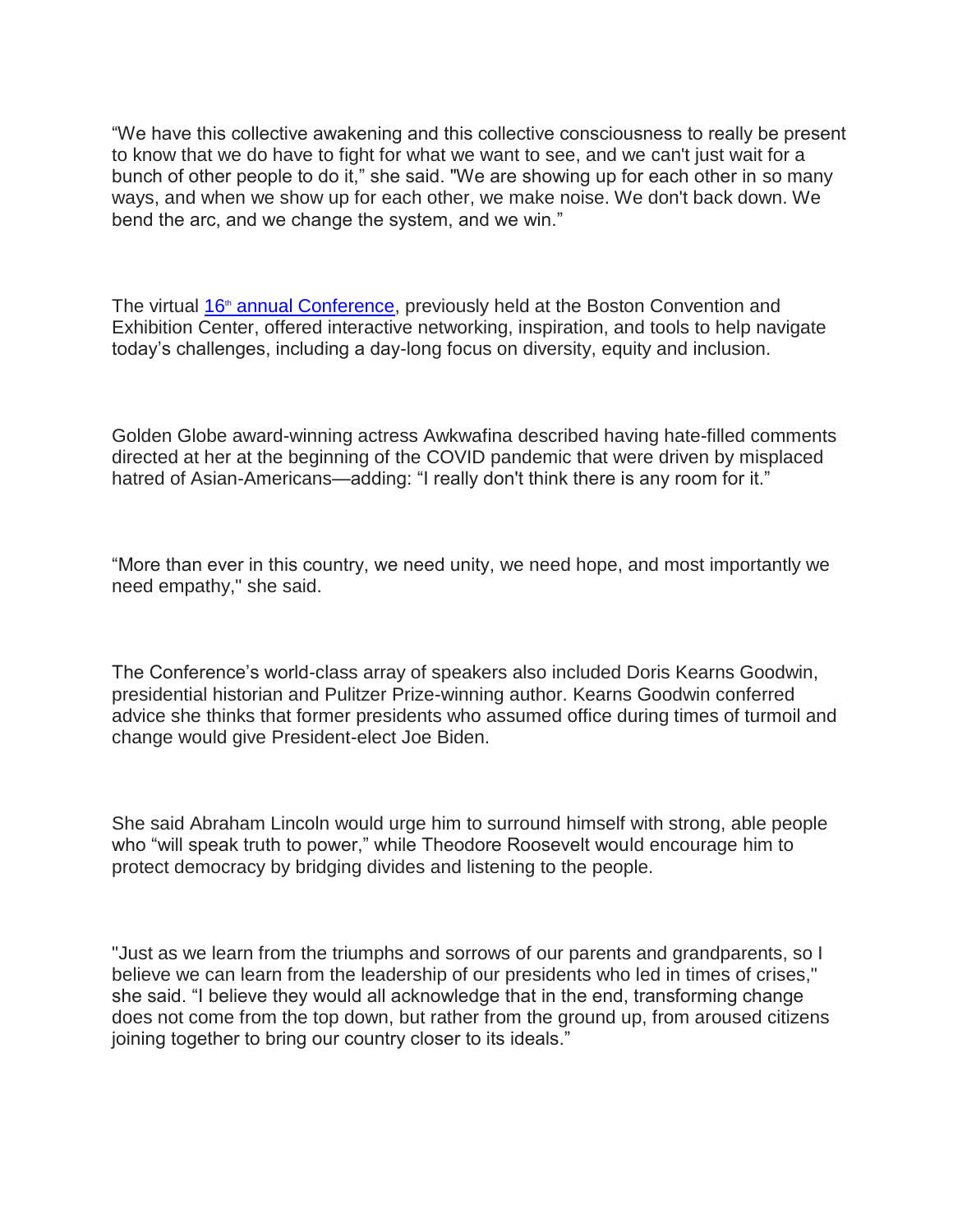“We have this collective awakening and this collective consciousness to really be present to know that we do have to fight for what we want to see, and we can't just wait for a bunch of other people to do it,” she said. "We are showing up for each other in so many ways, and when we show up for each other, we make noise. We don't back down. We bend the arc, and we change the system, and we win.”

The virtual 16th annual Conference, previously held at the Boston Convention and Exhibition Center, offered interactive networking, inspiration, and tools to help navigate today’s challenges, including a day-long focus on diversity, equity and inclusion.

Golden Globe award-winning actress Awkwafina described having hate-filled comments directed at her at the beginning of the COVID pandemic that were driven by misplaced hatred of Asian-Americans—adding: “I really don't think there is any room for it.”

“More than ever in this country, we need unity, we need hope, and most importantly we need empathy," she said.

The Conference’s world-class array of speakers also included Doris Kearns Goodwin, presidential historian and Pulitzer Prize-winning author. Kearns Goodwin conferred advice she thinks that former presidents who assumed office during times of turmoil and change would give President-elect Joe Biden.

She said Abraham Lincoln would urge him to surround himself with strong, able people who “will speak truth to power,” while Theodore Roosevelt would encourage him to protect democracy by bridging divides and listening to the people.

"Just as we learn from the triumphs and sorrows of our parents and grandparents, so I believe we can learn from the leadership of our presidents who led in times of crises," she said. “I believe they would all acknowledge that in the end, transforming change does not come from the top down, but rather from the ground up, from aroused citizens joining together to bring our country closer to its ideals.”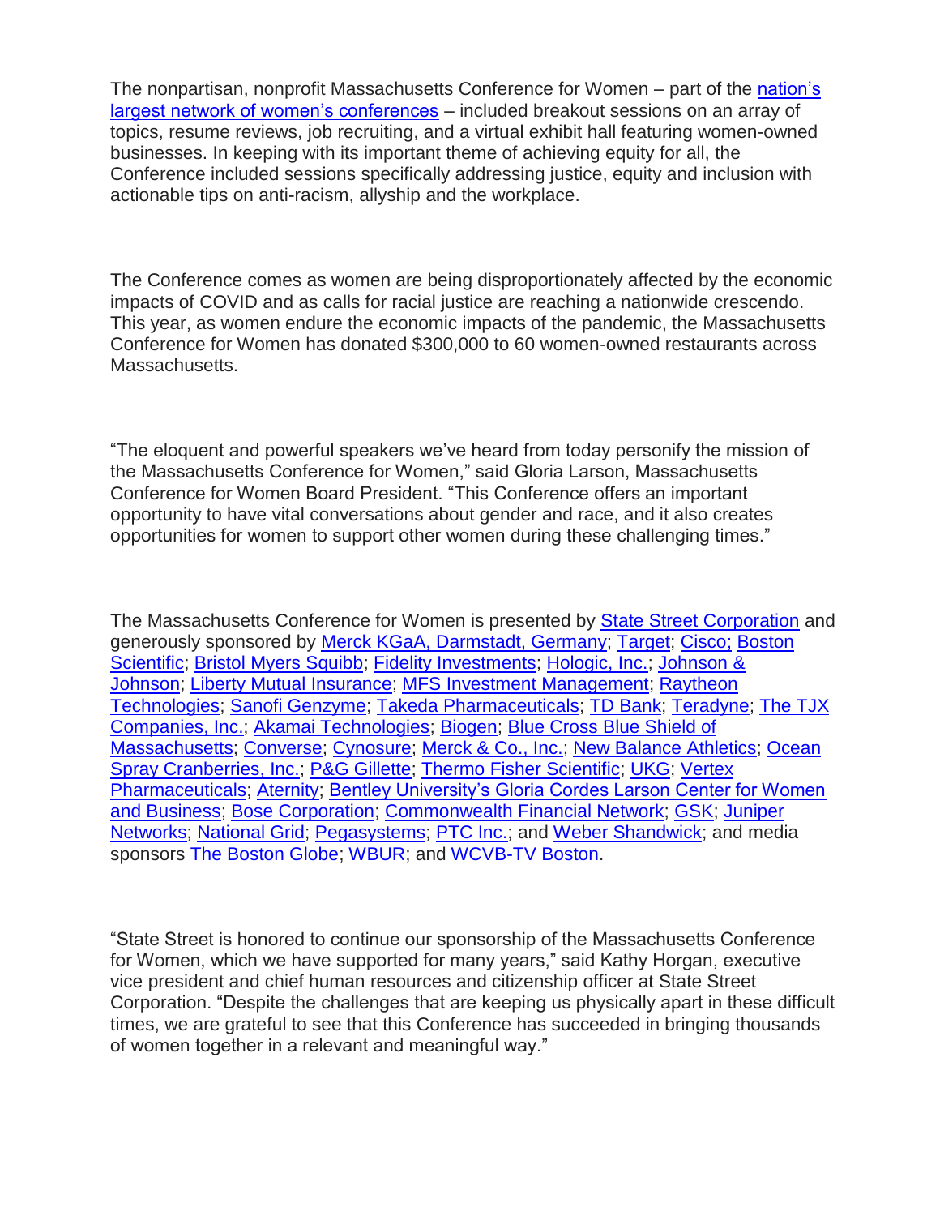The nonpartisan, nonprofit Massachusetts Conference for Women – part of the nation's largest network of women's conferences – included breakout sessions on an array of topics, resume reviews, job recruiting, and a virtual exhibit hall featuring women-owned businesses. In keeping with its important theme of achieving equity for all, the Conference included sessions specifically addressing justice, equity and inclusion with actionable tips on anti-racism, allyship and the workplace.

The Conference comes as women are being disproportionately affected by the economic impacts of COVID and as calls for racial justice are reaching a nationwide crescendo. This year, as women endure the economic impacts of the pandemic, the Massachusetts Conference for Women has donated $300,000 to 60 women-owned restaurants across Massachusetts.

"The eloquent and powerful speakers we've heard from today personify the mission of the Massachusetts Conference for Women," said Gloria Larson, Massachusetts Conference for Women Board President. "This Conference offers an important opportunity to have vital conversations about gender and race, and it also creates opportunities for women to support other women during these challenging times."

The Massachusetts Conference for Women is presented by State Street Corporation and generously sponsored by Merck KGaA, Darmstadt, Germany; Target; Cisco; Boston Scientific; Bristol Myers Squibb; Fidelity Investments; Hologic, Inc.; Johnson & Johnson; Liberty Mutual Insurance; MFS Investment Management; Raytheon Technologies; Sanofi Genzyme; Takeda Pharmaceuticals; TD Bank; Teradyne; The TJX Companies, Inc.; Akamai Technologies; Biogen; Blue Cross Blue Shield of Massachusetts; Converse; Cynosure; Merck & Co., Inc.; New Balance Athletics; Ocean Spray Cranberries, Inc.; P&G Gillette; Thermo Fisher Scientific; UKG; Vertex Pharmaceuticals; Aternity; Bentley University's Gloria Cordes Larson Center for Women and Business; Bose Corporation; Commonwealth Financial Network; GSK; Juniper Networks; National Grid; Pegasystems; PTC Inc.; and Weber Shandwick; and media sponsors The Boston Globe; WBUR; and WCVB-TV Boston.

"State Street is honored to continue our sponsorship of the Massachusetts Conference for Women, which we have supported for many years," said Kathy Horgan, executive vice president and chief human resources and citizenship officer at State Street Corporation. "Despite the challenges that are keeping us physically apart in these difficult times, we are grateful to see that this Conference has succeeded in bringing thousands of women together in a relevant and meaningful way."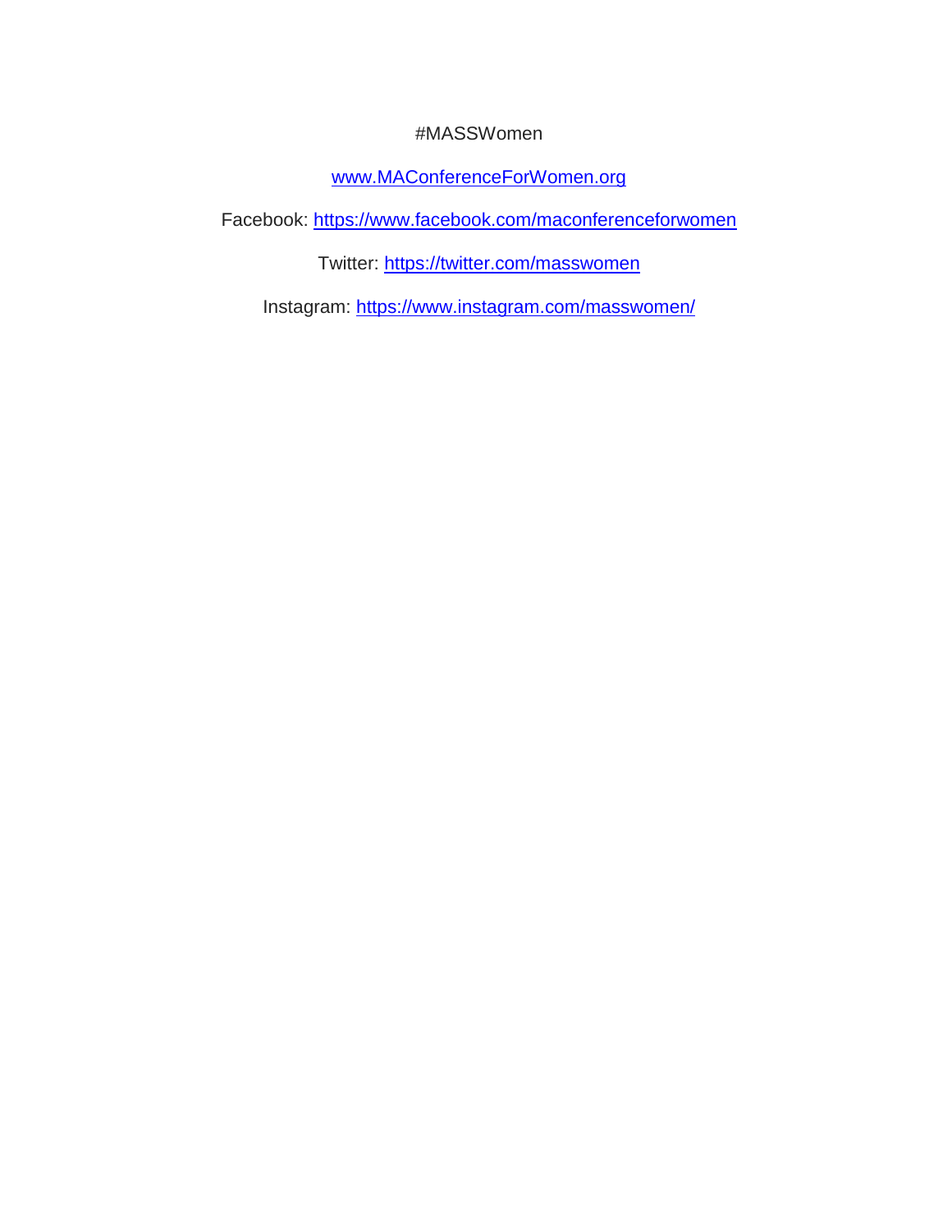#MASSWomen

www.MAConferenceForWomen.org

Facebook: https://www.facebook.com/maconferenceforwomen

Twitter: https://twitter.com/masswomen

Instagram: https://www.instagram.com/masswomen/